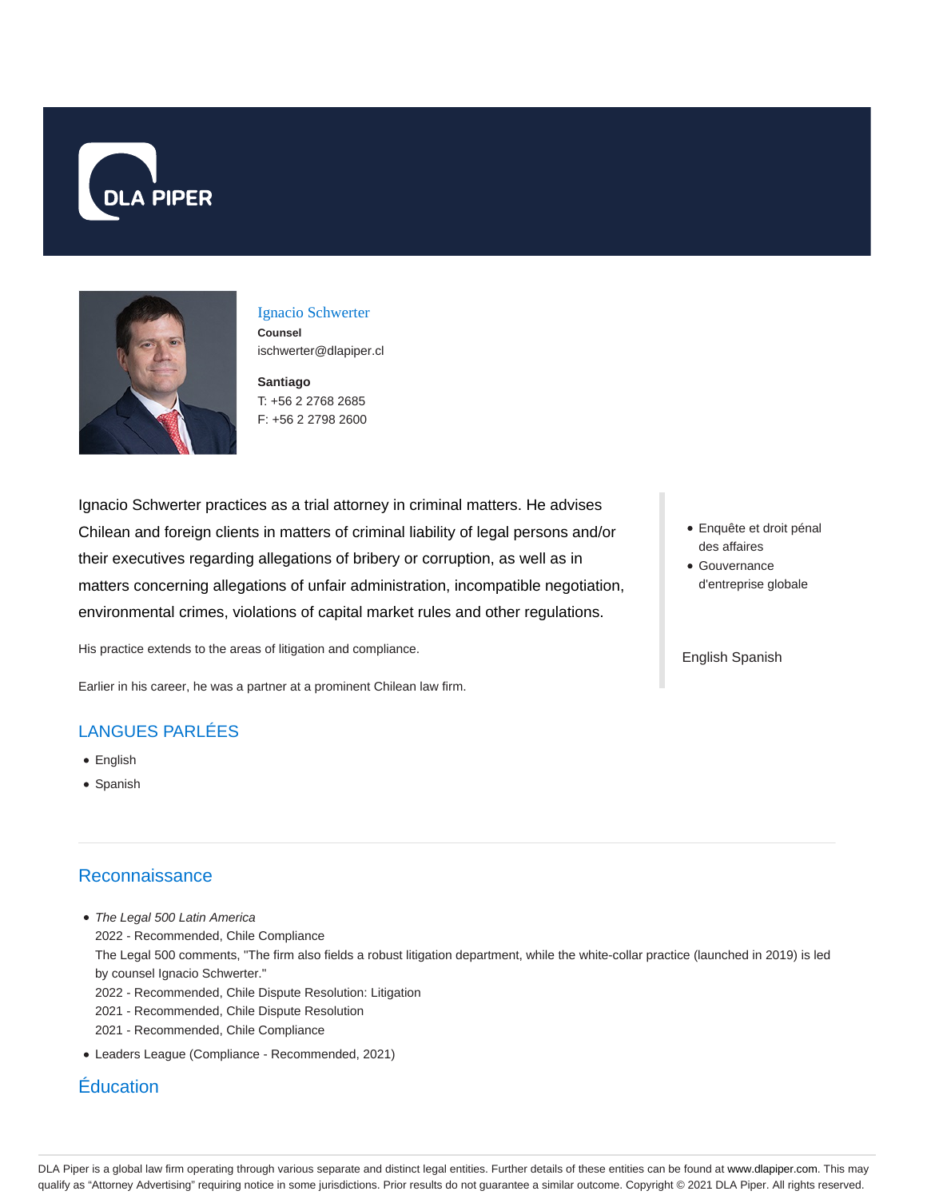# Ignacio Schwerter

**Counsel**

ischwerter@dlapiper.cl

**Santiago**

T: +56 2 2768 2685

F: +56 2 2798 2600

Ignacio Schwerter practices as a trial attorney in criminal matters. He advises Chilean and foreign clients in matters of criminal liability of legal persons and/or their executives regarding allegations of bribery or corruption, as well as in matters concerning allegations of unfair administration, incompatible negotiation, environmental crimes, violations of capital market rules and other regulations.

His practice extends to the areas of litigation and compliance.

Earlier in his career, he was a partner at a prominent Chilean law firm.

- Enquête et droit pénal des affaires
- Gouvernance d'entreprise globale

English Spanish

## LANGUES PARLÉES

- English
- Spanish

## Reconnaissance

- *The Legal 500 Latin America*
  2022 - Recommended, Chile Compliance
  The Legal 500 comments, "The firm also fields a robust litigation department, while the white-collar practice (launched in 2019) is led by counsel Ignacio Schwerter."
  2022 - Recommended, Chile Dispute Resolution: Litigation
  2021 - Recommended, Chile Dispute Resolution
  2021 - Recommended, Chile Compliance
- Leaders League (Compliance - Recommended, 2021)

## Éducation

DLA Piper is a global law firm operating through various separate and distinct legal entities. Further details of these entities can be found at www.dlapiper.com. This may qualify as "Attorney Advertising" requiring notice in some jurisdictions. Prior results do not guarantee a similar outcome. Copyright © 2021 DLA Piper. All rights reserved.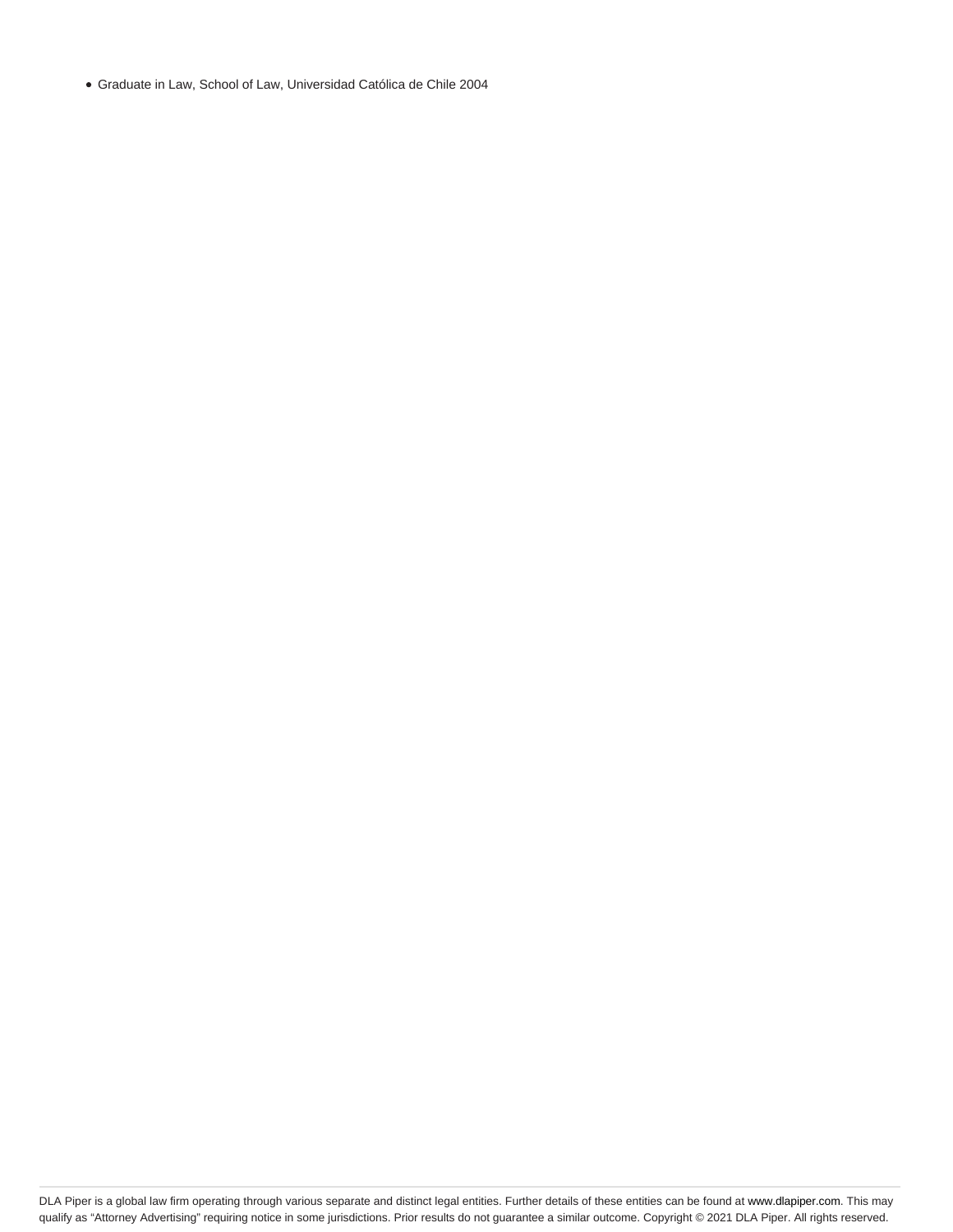- Graduate in Law, School of Law, Universidad Católica de Chile 2004